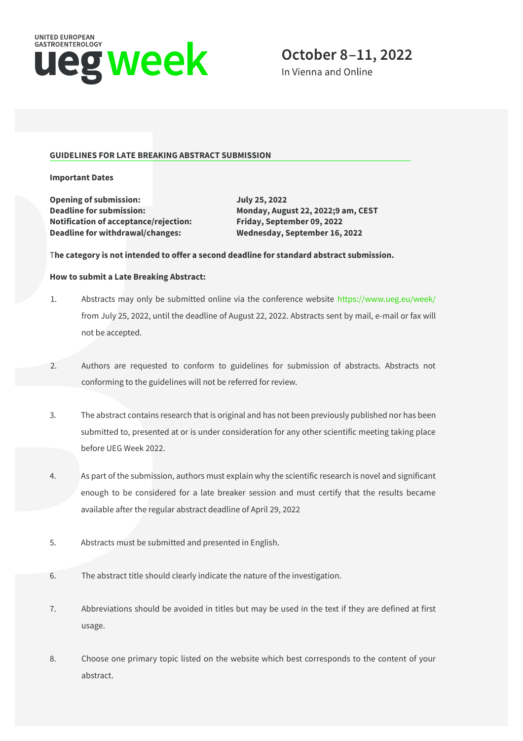UNITED EUROPEAN GASTROENTEROLOGY

# ueg week

**October 8–11, 2022**
In Vienna and Online

## GUIDELINES FOR LATE BREAKING ABSTRACT SUBMISSION

**Important Dates**

| | |
|---|---|
| **Opening of submission:** | **July 25, 2022** |
| **Deadline for submission:** | **Monday, August 22, 2022;9 am, CEST** |
| **Notification of acceptance/rejection:** | **Friday, September 09, 2022** |
| **Deadline for withdrawal/changes:** | **Wednesday, September 16, 2022** |

**The category is not intended to offer a second deadline for standard abstract submission.**

**How to submit a Late Breaking Abstract:**

1. Abstracts may only be submitted online via the conference website https://www.ueg.eu/week/ from July 25, 2022, until the deadline of August 22, 2022. Abstracts sent by mail, e-mail or fax will not be accepted.

2. Authors are requested to conform to guidelines for submission of abstracts. Abstracts not conforming to the guidelines will not be referred for review.

3. The abstract contains research that is original and has not been previously published nor has been submitted to, presented at or is under consideration for any other scientific meeting taking place before UEG Week 2022.

4. As part of the submission, authors must explain why the scientific research is novel and significant enough to be considered for a late breaker session and must certify that the results became available after the regular abstract deadline of April 29, 2022

5. Abstracts must be submitted and presented in English.

6. The abstract title should clearly indicate the nature of the investigation.

7. Abbreviations should be avoided in titles but may be used in the text if they are defined at first usage.

8. Choose one primary topic listed on the website which best corresponds to the content of your abstract.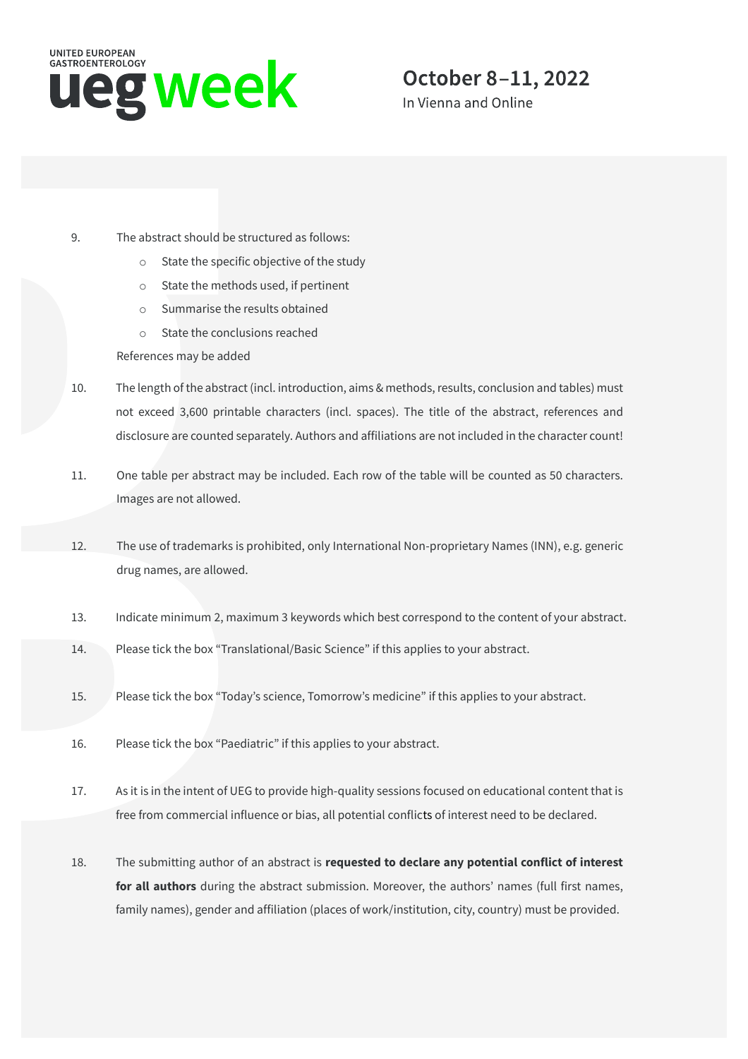9. The abstract should be structured as follows:
    - State the specific objective of the study
    - State the methods used, if pertinent
    - Summarise the results obtained
    - State the conclusions reached

   References may be added

10. The length of the abstract (incl. introduction, aims & methods, results, conclusion and tables) must not exceed 3,600 printable characters (incl. spaces). The title of the abstract, references and disclosure are counted separately. Authors and affiliations are not included in the character count!

11. One table per abstract may be included. Each row of the table will be counted as 50 characters. Images are not allowed.

12. The use of trademarks is prohibited, only International Non-proprietary Names (INN), e.g. generic drug names, are allowed.

13. Indicate minimum 2, maximum 3 keywords which best correspond to the content of your abstract.

14. Please tick the box "Translational/Basic Science" if this applies to your abstract.

15. Please tick the box "Today's science, Tomorrow's medicine" if this applies to your abstract.

16. Please tick the box "Paediatric" if this applies to your abstract.

17. As it is in the intent of UEG to provide high-quality sessions focused on educational content that is free from commercial influence or bias, all potential conflicts of interest need to be declared.

18. The submitting author of an abstract is **requested to declare any potential conflict of interest for all authors** during the abstract submission. Moreover, the authors' names (full first names, family names), gender and affiliation (places of work/institution, city, country) must be provided.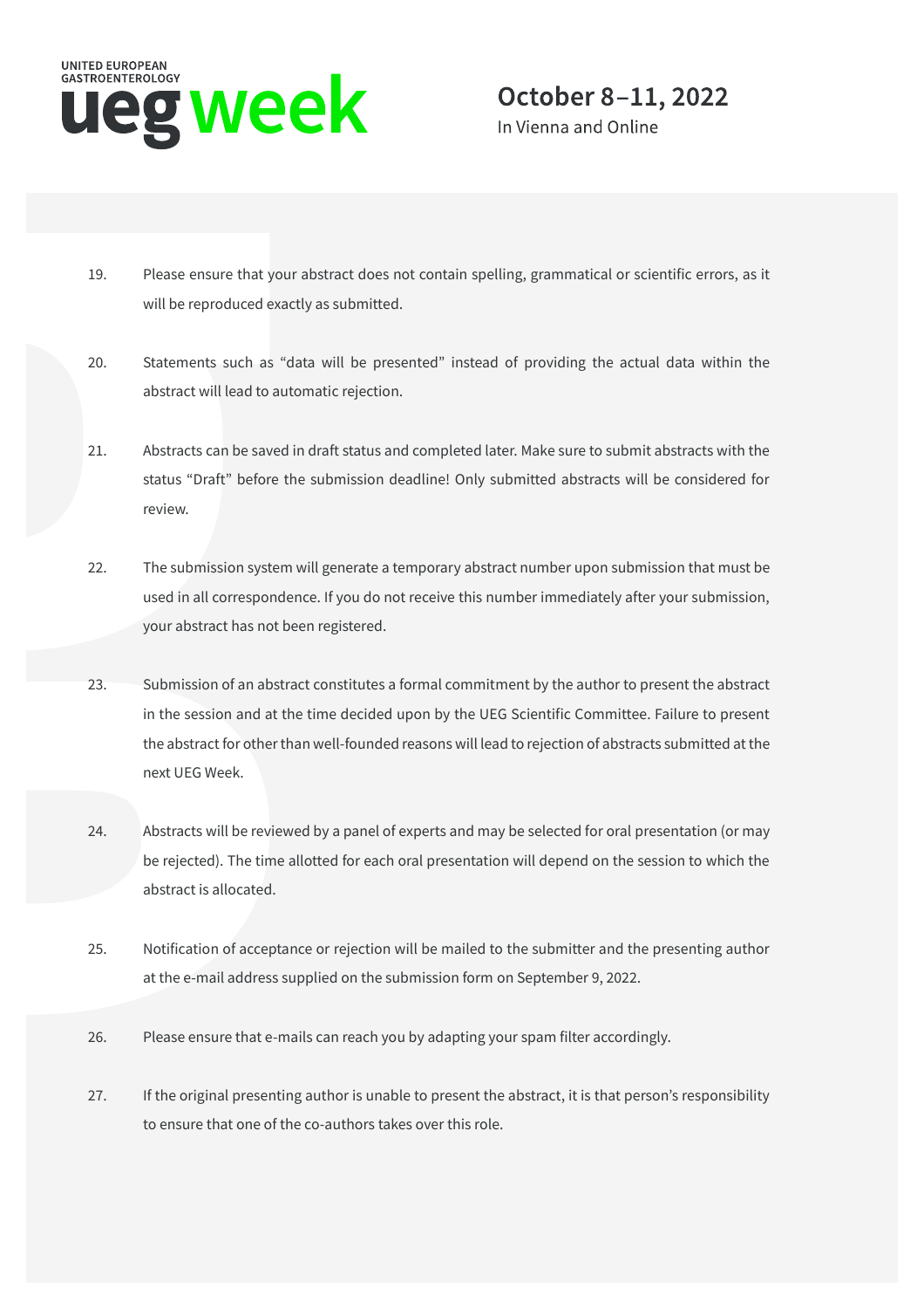19. Please ensure that your abstract does not contain spelling, grammatical or scientific errors, as it will be reproduced exactly as submitted.

20. Statements such as “data will be presented” instead of providing the actual data within the abstract will lead to automatic rejection.

21. Abstracts can be saved in draft status and completed later. Make sure to submit abstracts with the status “Draft” before the submission deadline! Only submitted abstracts will be considered for review.

22. The submission system will generate a temporary abstract number upon submission that must be used in all correspondence. If you do not receive this number immediately after your submission, your abstract has not been registered.

23. Submission of an abstract constitutes a formal commitment by the author to present the abstract in the session and at the time decided upon by the UEG Scientific Committee. Failure to present the abstract for other than well-founded reasons will lead to rejection of abstracts submitted at the next UEG Week.

24. Abstracts will be reviewed by a panel of experts and may be selected for oral presentation (or may be rejected). The time allotted for each oral presentation will depend on the session to which the abstract is allocated.

25. Notification of acceptance or rejection will be mailed to the submitter and the presenting author at the e-mail address supplied on the submission form on September 9, 2022.

26. Please ensure that e-mails can reach you by adapting your spam filter accordingly.

27. If the original presenting author is unable to present the abstract, it is that person’s responsibility to ensure that one of the co-authors takes over this role.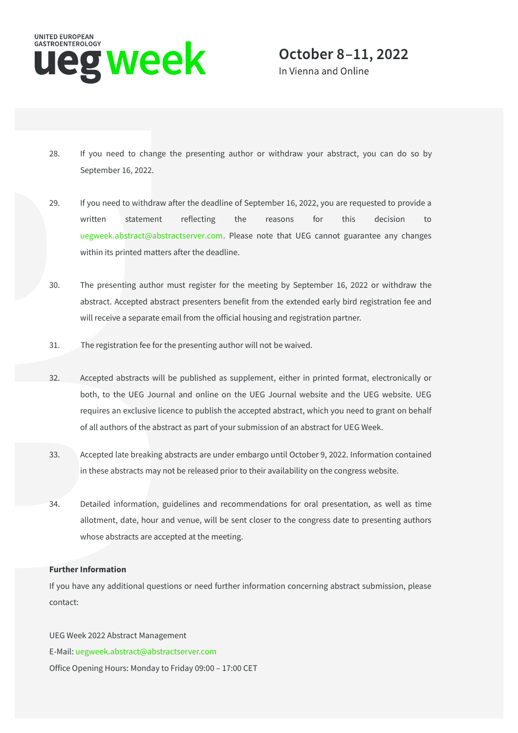28. If you need to change the presenting author or withdraw your abstract, you can do so by September 16, 2022.

29. If you need to withdraw after the deadline of September 16, 2022, you are requested to provide a written statement reflecting the reasons for this decision to uegweek.abstract@abstractserver.com. Please note that UEG cannot guarantee any changes within its printed matters after the deadline.

30. The presenting author must register for the meeting by September 16, 2022 or withdraw the abstract. Accepted abstract presenters benefit from the extended early bird registration fee and will receive a separate email from the official housing and registration partner.

31. The registration fee for the presenting author will not be waived.

32. Accepted abstracts will be published as supplement, either in printed format, electronically or both, to the UEG Journal and online on the UEG Journal website and the UEG website. UEG requires an exclusive licence to publish the accepted abstract, which you need to grant on behalf of all authors of the abstract as part of your submission of an abstract for UEG Week.

33. Accepted late breaking abstracts are under embargo until October 9, 2022. Information contained in these abstracts may not be released prior to their availability on the congress website.

34. Detailed information, guidelines and recommendations for oral presentation, as well as time allotment, date, hour and venue, will be sent closer to the congress date to presenting authors whose abstracts are accepted at the meeting.

**Further Information**

If you have any additional questions or need further information concerning abstract submission, please contact:

UEG Week 2022 Abstract Management
E-Mail: uegweek.abstract@abstractserver.com
Office Opening Hours: Monday to Friday 09:00 – 17:00 CET